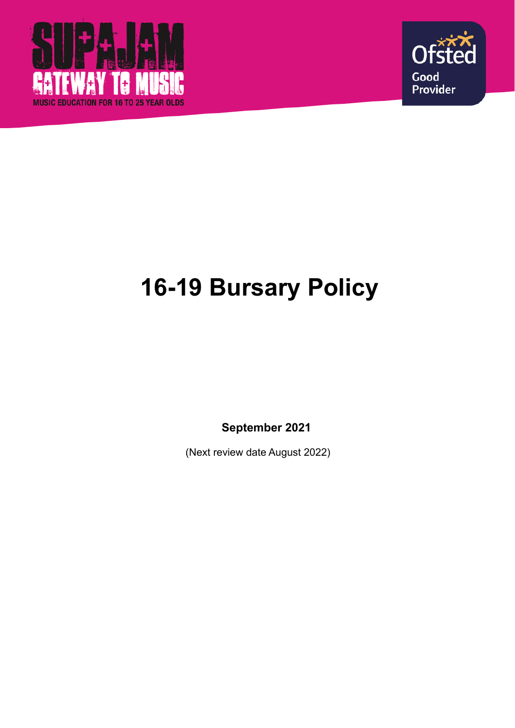SUPAJAM
GATEWAY TO MUSIC
MUSIC EDUCATION FOR 16 TO 25 YEAR OLDS

Ofsted
Good
Provider

# 16-19 Bursary Policy

**September 2021**

(Next review date August 2022)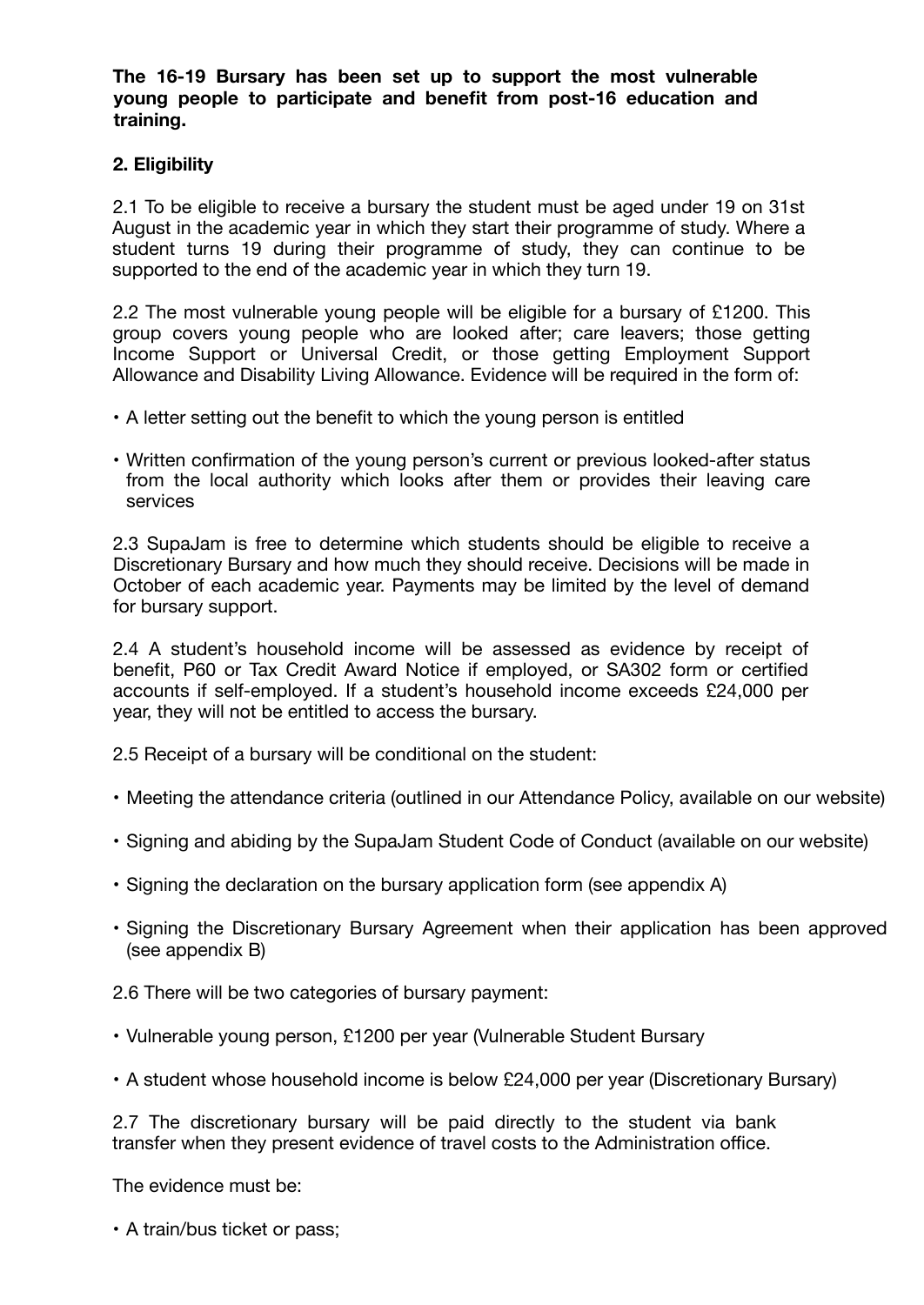**The 16-19 Bursary has been set up to support the most vulnerable young people to participate and benefit from post-16 education and training.**

## 2. Eligibility

2.1 To be eligible to receive a bursary the student must be aged under 19 on 31st August in the academic year in which they start their programme of study. Where a student turns 19 during their programme of study, they can continue to be supported to the end of the academic year in which they turn 19.

2.2 The most vulnerable young people will be eligible for a bursary of £1200. This group covers young people who are looked after; care leavers; those getting Income Support or Universal Credit, or those getting Employment Support Allowance and Disability Living Allowance. Evidence will be required in the form of:

- A letter setting out the benefit to which the young person is entitled
- Written confirmation of the young person's current or previous looked-after status from the local authority which looks after them or provides their leaving care services

2.3 SupaJam is free to determine which students should be eligible to receive a Discretionary Bursary and how much they should receive. Decisions will be made in October of each academic year. Payments may be limited by the level of demand for bursary support.

2.4 A student's household income will be assessed as evidence by receipt of benefit, P60 or Tax Credit Award Notice if employed, or SA302 form or certified accounts if self-employed. If a student's household income exceeds £24,000 per year, they will not be entitled to access the bursary.

2.5 Receipt of a bursary will be conditional on the student:

- Meeting the attendance criteria (outlined in our Attendance Policy, available on our website)
- Signing and abiding by the SupaJam Student Code of Conduct (available on our website)
- Signing the declaration on the bursary application form (see appendix A)
- Signing the Discretionary Bursary Agreement when their application has been approved (see appendix B)

2.6 There will be two categories of bursary payment:

- Vulnerable young person, £1200 per year (Vulnerable Student Bursary
- A student whose household income is below £24,000 per year (Discretionary Bursary)

2.7 The discretionary bursary will be paid directly to the student via bank transfer when they present evidence of travel costs to the Administration office.

The evidence must be:

- A train/bus ticket or pass;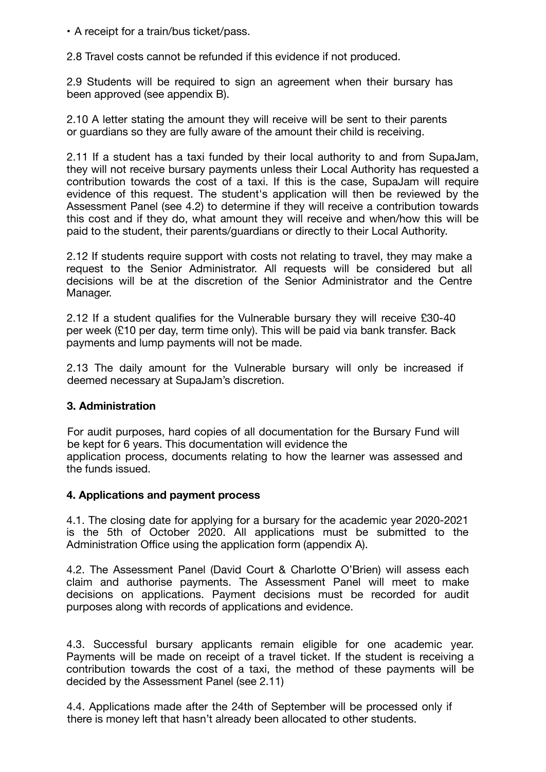- A receipt for a train/bus ticket/pass.

2.8 Travel costs cannot be refunded if this evidence if not produced.

2.9 Students will be required to sign an agreement when their bursary has been approved (see appendix B).

2.10 A letter stating the amount they will receive will be sent to their parents or guardians so they are fully aware of the amount their child is receiving.

2.11 If a student has a taxi funded by their local authority to and from SupaJam, they will not receive bursary payments unless their Local Authority has requested a contribution towards the cost of a taxi. If this is the case, SupaJam will require evidence of this request. The student's application will then be reviewed by the Assessment Panel (see 4.2) to determine if they will receive a contribution towards this cost and if they do, what amount they will receive and when/how this will be paid to the student, their parents/guardians or directly to their Local Authority.

2.12 If students require support with costs not relating to travel, they may make a request to the Senior Administrator. All requests will be considered but all decisions will be at the discretion of the Senior Administrator and the Centre Manager.

2.12 If a student qualifies for the Vulnerable bursary they will receive £30-40 per week (£10 per day, term time only). This will be paid via bank transfer. Back payments and lump payments will not be made.

2.13 The daily amount for the Vulnerable bursary will only be increased if deemed necessary at SupaJam's discretion.

### 3. Administration

For audit purposes, hard copies of all documentation for the Bursary Fund will be kept for 6 years. This documentation will evidence the application process, documents relating to how the learner was assessed and the funds issued.

### 4. Applications and payment process

4.1. The closing date for applying for a bursary for the academic year 2020-2021 is the 5th of October 2020. All applications must be submitted to the Administration Office using the application form (appendix A).

4.2. The Assessment Panel (David Court & Charlotte O'Brien) will assess each claim and authorise payments. The Assessment Panel will meet to make decisions on applications. Payment decisions must be recorded for audit purposes along with records of applications and evidence.

4.3. Successful bursary applicants remain eligible for one academic year. Payments will be made on receipt of a travel ticket. If the student is receiving a contribution towards the cost of a taxi, the method of these payments will be decided by the Assessment Panel (see 2.11)

4.4. Applications made after the 24th of September will be processed only if there is money left that hasn't already been allocated to other students.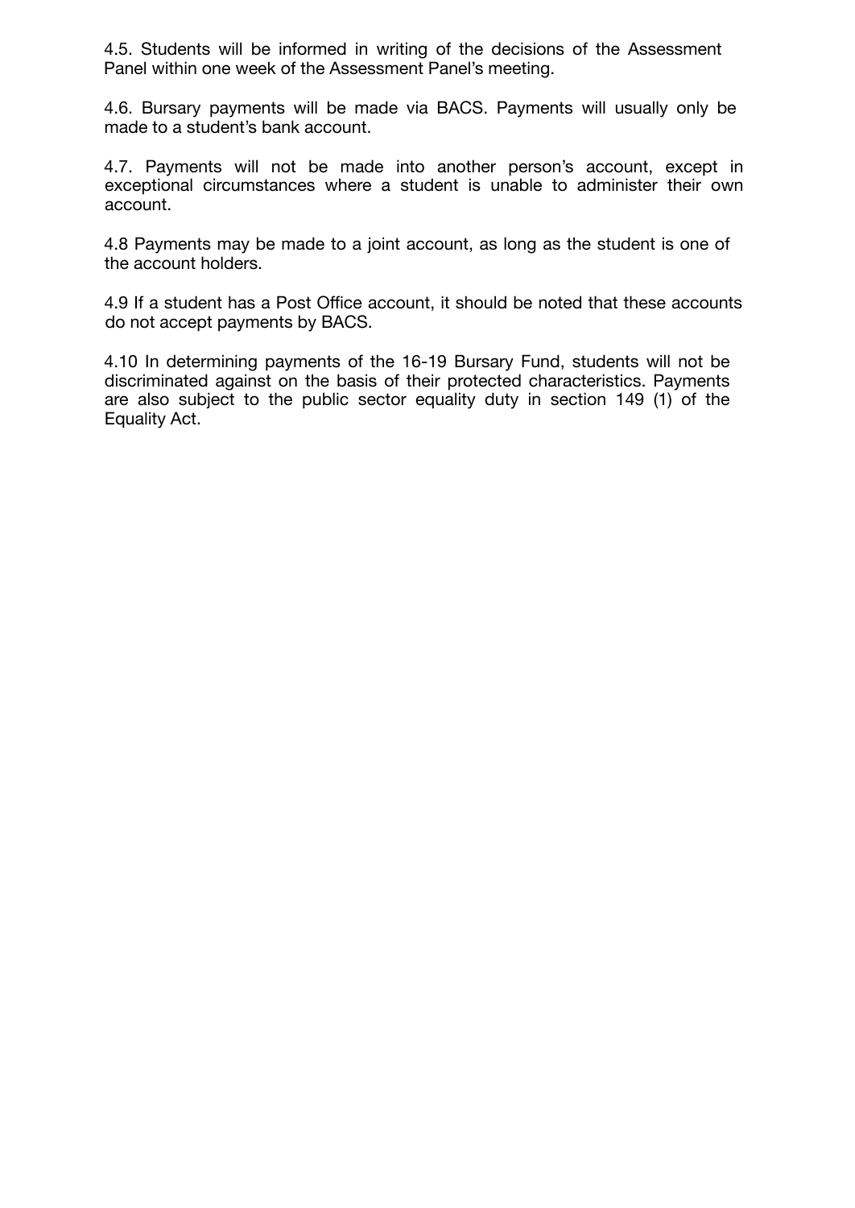4.5. Students will be informed in writing of the decisions of the Assessment Panel within one week of the Assessment Panel's meeting.

4.6. Bursary payments will be made via BACS. Payments will usually only be made to a student's bank account.

4.7. Payments will not be made into another person's account, except in exceptional circumstances where a student is unable to administer their own account.

4.8 Payments may be made to a joint account, as long as the student is one of the account holders.

4.9 If a student has a Post Office account, it should be noted that these accounts do not accept payments by BACS.

4.10 In determining payments of the 16-19 Bursary Fund, students will not be discriminated against on the basis of their protected characteristics. Payments are also subject to the public sector equality duty in section 149 (1) of the Equality Act.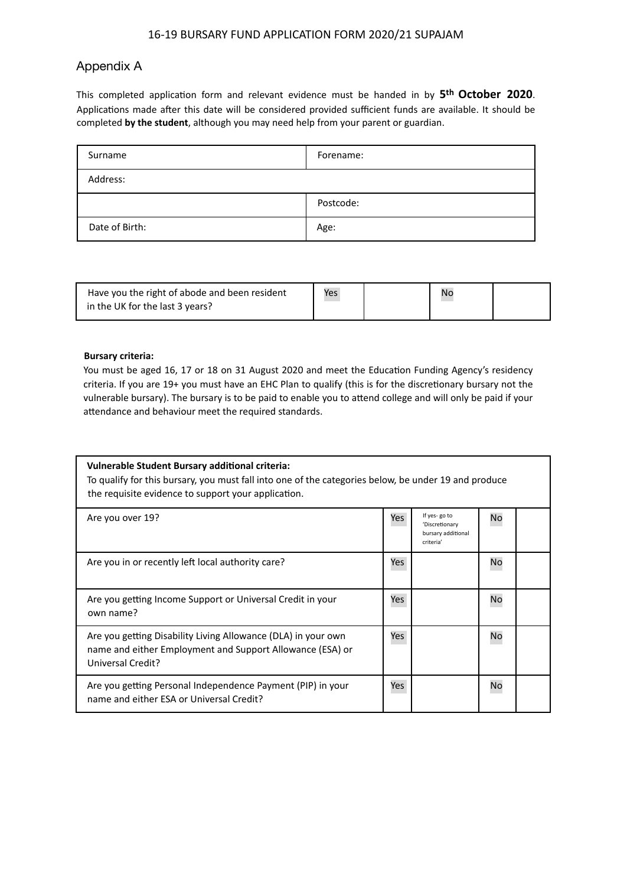16-19 BURSARY FUND APPLICATION FORM 2020/21 SUPAJAM

## Appendix A

This completed application form and relevant evidence must be handed in by **5th October 2020**. Applications made after this date will be considered provided sufficient funds are available. It should be completed **by the student**, although you may need help from your parent or guardian.

| Surname | Forename: |
|---|---|
| Address: | |
| | Postcode: |
| Date of Birth: | Age: |

| Have you the right of abode and been resident in the UK for the last 3 years? | Yes | | No | |
|---|---|---|---|---|

**Bursary criteria:**

You must be aged 16, 17 or 18 on 31 August 2020 and meet the Education Funding Agency's residency criteria. If you are 19+ you must have an EHC Plan to qualify (this is for the discretionary bursary not the vulnerable bursary). The bursary is to be paid to enable you to attend college and will only be paid if your attendance and behaviour meet the required standards.

**Vulnerable Student Bursary additional criteria:**
To qualify for this bursary, you must fall into one of the categories below, be under 19 and produce the requisite evidence to support your application.

| Question | Yes | | No | |
|---|---|---|---|---|
| Are you over 19? | Yes | If yes- go to 'Discretionary bursary additional criteria' | No | |
| Are you in or recently left local authority care? | Yes | | No | |
| Are you getting Income Support or Universal Credit in your own name? | Yes | | No | |
| Are you getting Disability Living Allowance (DLA) in your own name and either Employment and Support Allowance (ESA) or Universal Credit? | Yes | | No | |
| Are you getting Personal Independence Payment (PIP) in your name and either ESA or Universal Credit? | Yes | | No | |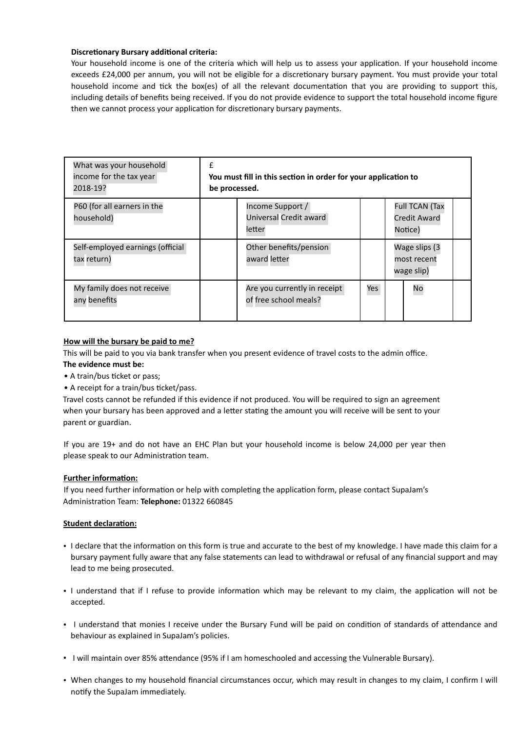**Discretionary Bursary additional criteria:**

Your household income is one of the criteria which will help us to assess your application. If your household income exceeds £24,000 per annum, you will not be eligible for a discretionary bursary payment. You must provide your total household income and tick the box(es) of all the relevant documentation that you are providing to support this, including details of benefits being received. If you do not provide evidence to support the total household income figure then we cannot process your application for discretionary bursary payments.

| What was your household income for the tax year 2018-19? | £<br>**You must fill in this section in order for your application to be processed.** | | | | | |
|---|---|---|---|---|---|---|
| P60 (for all earners in the household) | | Income Support / Universal Credit award letter | | Full TCAN (Tax Credit Award Notice) | | |
| Self-employed earnings (official tax return) | | Other benefits/pension award letter | | Wage slips (3 most recent wage slip) | | |
| My family does not receive any benefits | | Are you currently in receipt of free school meals? | Yes | | No | |

**How will the bursary be paid to me?**

This will be paid to you via bank transfer when you present evidence of travel costs to the admin office.

**The evidence must be:**

- A train/bus ticket or pass;
- A receipt for a train/bus ticket/pass.

Travel costs cannot be refunded if this evidence if not produced. You will be required to sign an agreement when your bursary has been approved and a letter stating the amount you will receive will be sent to your parent or guardian.

If you are 19+ and do not have an EHC Plan but your household income is below 24,000 per year then please speak to our Administration team.

**Further information:**

If you need further information or help with completing the application form, please contact SupaJam's Administration Team: **Telephone:** 01322 660845

**Student declaration:**

- I declare that the information on this form is true and accurate to the best of my knowledge. I have made this claim for a bursary payment fully aware that any false statements can lead to withdrawal or refusal of any financial support and may lead to me being prosecuted.
- I understand that if I refuse to provide information which may be relevant to my claim, the application will not be accepted.
- I understand that monies I receive under the Bursary Fund will be paid on condition of standards of attendance and behaviour as explained in SupaJam's policies.
- I will maintain over 85% attendance (95% if I am homeschooled and accessing the Vulnerable Bursary).
- When changes to my household financial circumstances occur, which may result in changes to my claim, I confirm I will notify the SupaJam immediately.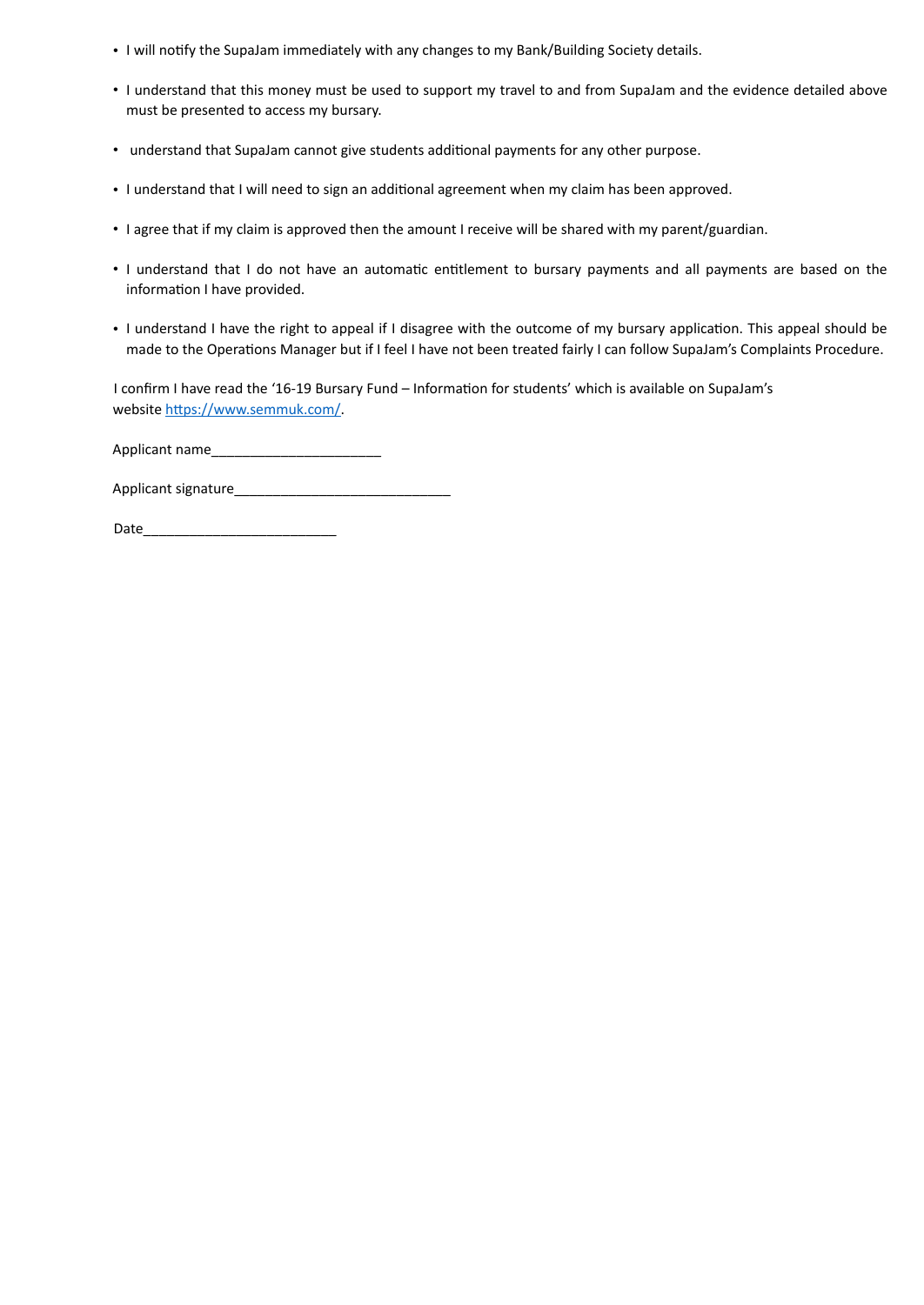- I will notify the SupaJam immediately with any changes to my Bank/Building Society details.
- I understand that this money must be used to support my travel to and from SupaJam and the evidence detailed above must be presented to access my bursary.
- understand that SupaJam cannot give students additional payments for any other purpose.
- I understand that I will need to sign an additional agreement when my claim has been approved.
- I agree that if my claim is approved then the amount I receive will be shared with my parent/guardian.
- I understand that I do not have an automatic entitlement to bursary payments and all payments are based on the information I have provided.
- I understand I have the right to appeal if I disagree with the outcome of my bursary application. This appeal should be made to the Operations Manager but if I feel I have not been treated fairly I can follow SupaJam's Complaints Procedure.

I confirm I have read the '16-19 Bursary Fund – Information for students' which is available on SupaJam's website [https://www.semmuk.com/](https://www.semmuk.com/).

Applicant name______________________

Applicant signature____________________________

Date_________________________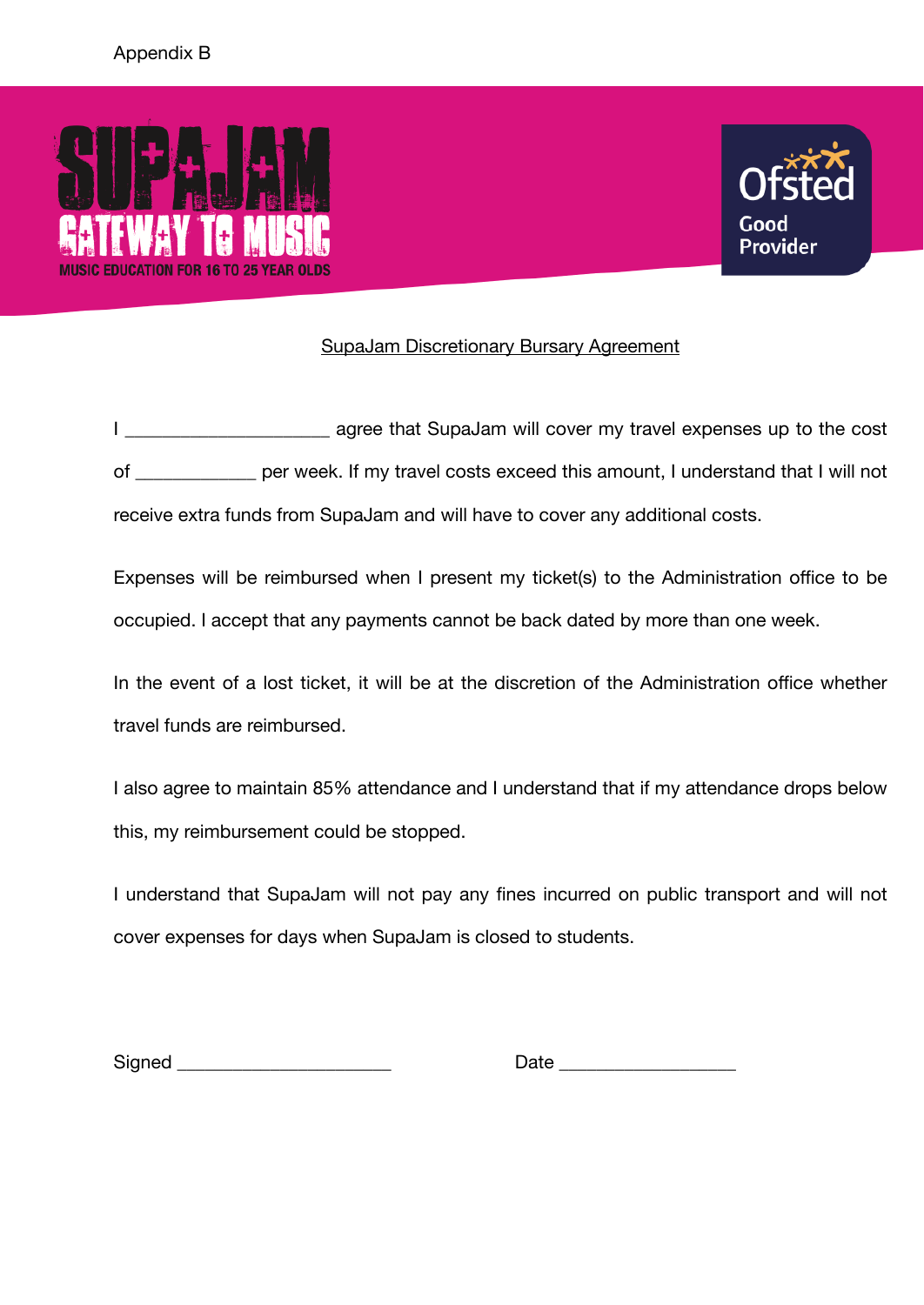Appendix B

SUPAJAM
GATEWAY TO MUSIC
MUSIC EDUCATION FOR 16 TO 25 YEAR OLDS

Ofsted
Good
Provider

SupaJam Discretionary Bursary Agreement

I ____________________ agree that SupaJam will cover my travel expenses up to the cost of ____________ per week. If my travel costs exceed this amount, I understand that I will not receive extra funds from SupaJam and will have to cover any additional costs.

Expenses will be reimbursed when I present my ticket(s) to the Administration office to be occupied. I accept that any payments cannot be back dated by more than one week.

In the event of a lost ticket, it will be at the discretion of the Administration office whether travel funds are reimbursed.

I also agree to maintain 85% attendance and I understand that if my attendance drops below this, my reimbursement could be stopped.

I understand that SupaJam will not pay any fines incurred on public transport and will not cover expenses for days when SupaJam is closed to students.

Signed ______________________ Date __________________